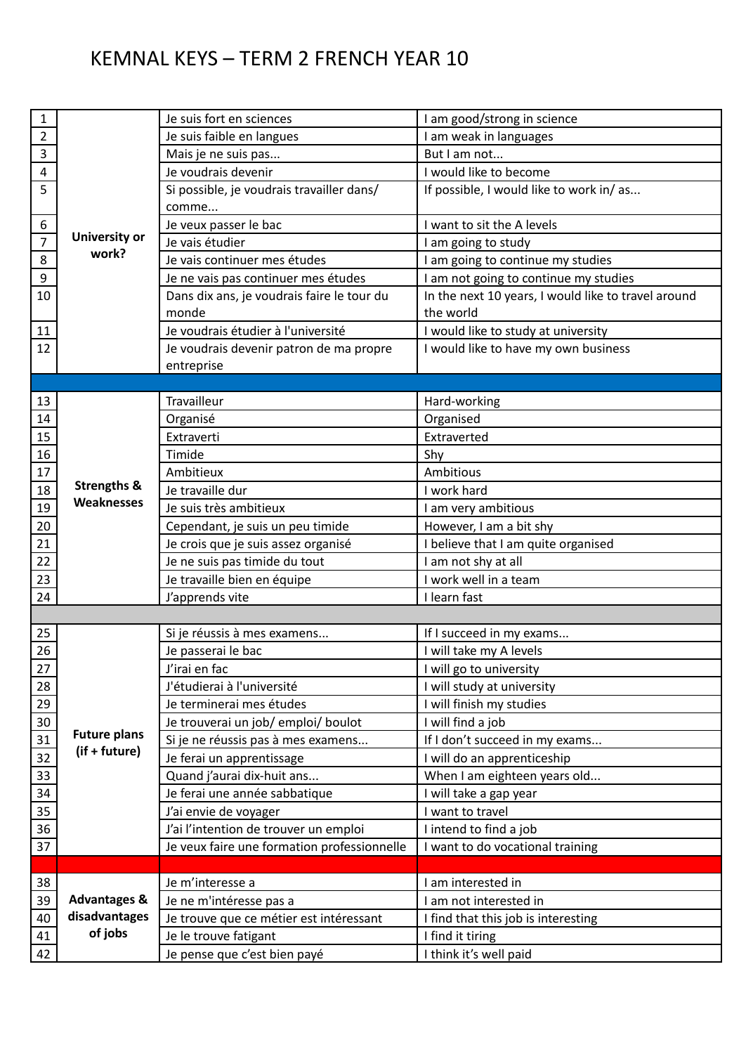# KEMNAL KEYS – TERM 2 FRENCH YEAR 10

| | | | |
|---|---|---|---|
| 1 | **University or work?** | Je suis fort en sciences | I am good/strong in science |
| 2 | | Je suis faible en langues | I am weak in languages |
| 3 | | Mais je ne suis pas... | But I am not... |
| 4 | | Je voudrais devenir | I would like to become |
| 5 | | Si possible, je voudrais travailler dans/ comme... | If possible, I would like to work in/ as... |
| 6 | | Je veux passer le bac | I want to sit the A levels |
| 7 | | Je vais étudier | I am going to study |
| 8 | | Je vais continuer mes études | I am going to continue my studies |
| 9 | | Je ne vais pas continuer mes études | I am not going to continue my studies |
| 10 | | Dans dix ans, je voudrais faire le tour du monde | In the next 10 years, I would like to travel around the world |
| 11 | | Je voudrais étudier à l'université | I would like to study at university |
| 12 | | Je voudrais devenir patron de ma propre entreprise | I would like to have my own business |
| | | | |
| 13 | **Strengths & Weaknesses** | Travailleur | Hard-working |
| 14 | | Organisé | Organised |
| 15 | | Extraverti | Extraverted |
| 16 | | Timide | Shy |
| 17 | | Ambitieux | Ambitious |
| 18 | | Je travaille dur | I work hard |
| 19 | | Je suis très ambitieux | I am very ambitious |
| 20 | | Cependant, je suis un peu timide | However, I am a bit shy |
| 21 | | Je crois que je suis assez organisé | I believe that I am quite organised |
| 22 | | Je ne suis pas timide du tout | I am not shy at all |
| 23 | | Je travaille bien en équipe | I work well in a team |
| 24 | | J'apprends vite | I learn fast |
| | | | |
| 25 | **Future plans (if + future)** | Si je réussis à mes examens... | If I succeed in my exams... |
| 26 | | Je passerai le bac | I will take my A levels |
| 27 | | J'irai en fac | I will go to university |
| 28 | | J'étudierai à l'université | I will study at university |
| 29 | | Je terminerai mes études | I will finish my studies |
| 30 | | Je trouverai un job/ emploi/ boulot | I will find a job |
| 31 | | Si je ne réussis pas à mes examens... | If I don't succeed in my exams... |
| 32 | | Je ferai un apprentissage | I will do an apprenticeship |
| 33 | | Quand j'aurai dix-huit ans... | When I am eighteen years old... |
| 34 | | Je ferai une année sabbatique | I will take a gap year |
| 35 | | J'ai envie de voyager | I want to travel |
| 36 | | J'ai l'intention de trouver un emploi | I intend to find a job |
| 37 | | Je veux faire une formation professionnelle | I want to do vocational training |
| | | | |
| 38 | **Advantages & disadvantages of jobs** | Je m'interesse a | I am interested in |
| 39 | | Je ne m'intéresse pas a | I am not interested in |
| 40 | | Je trouve que ce métier est intéressant | I find that this job is interesting |
| 41 | | Je le trouve fatigant | I find it tiring |
| 42 | | Je pense que c'est bien payé | I think it's well paid |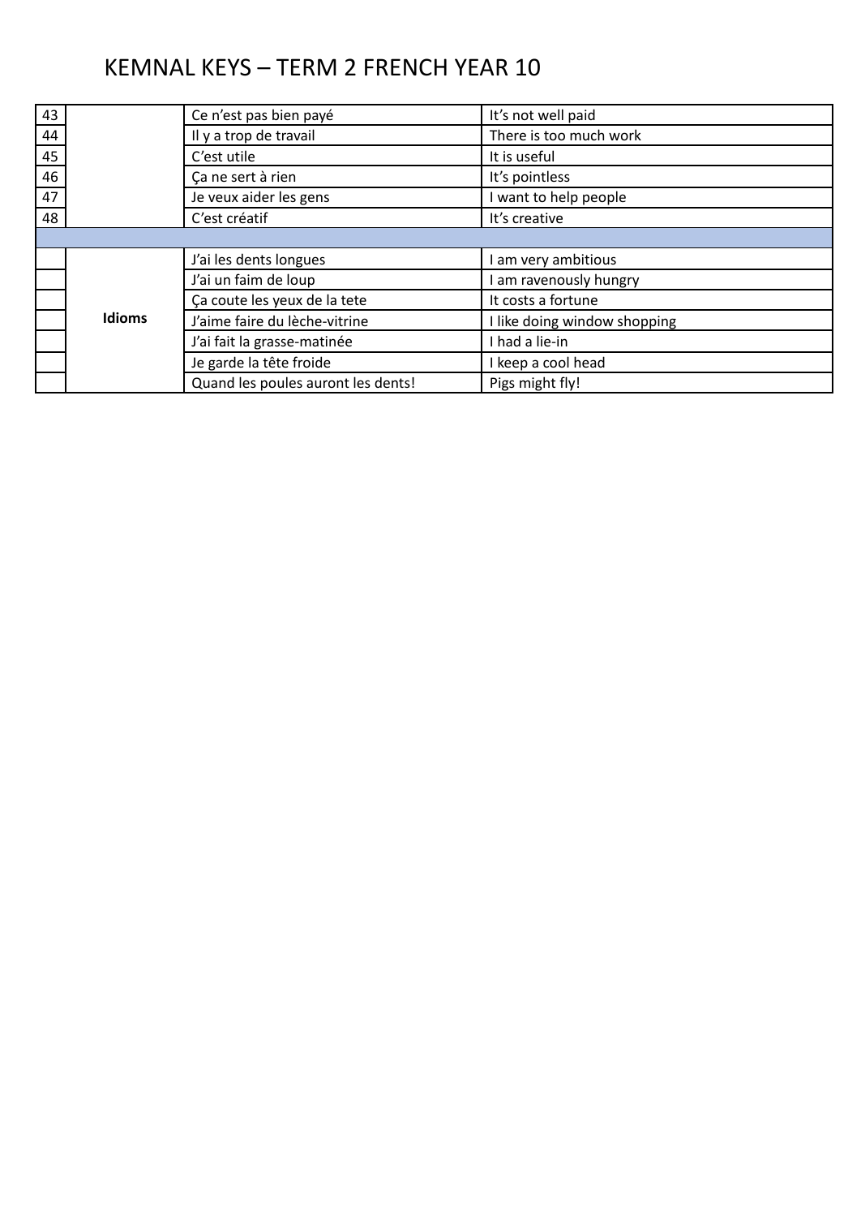# KEMNAL KEYS – TERM 2 FRENCH YEAR 10

| | | | |
|---|---|---|---|
| 43 | | Ce n'est pas bien payé | It's not well paid |
| 44 | | Il y a trop de travail | There is too much work |
| 45 | | C'est utile | It is useful |
| 46 | | Ça ne sert à rien | It's pointless |
| 47 | | Je veux aider les gens | I want to help people |
| 48 | | C'est créatif | It's creative |
| | | | |
| | **Idioms** | J'ai les dents longues | I am very ambitious |
| | | J'ai un faim de loup | I am ravenously hungry |
| | | Ça coute les yeux de la tete | It costs a fortune |
| | | J'aime faire du lèche-vitrine | I like doing window shopping |
| | | J'ai fait la grasse-matinée | I had a lie-in |
| | | Je garde la tête froide | I keep a cool head |
| | | Quand les poules auront les dents! | Pigs might fly! |